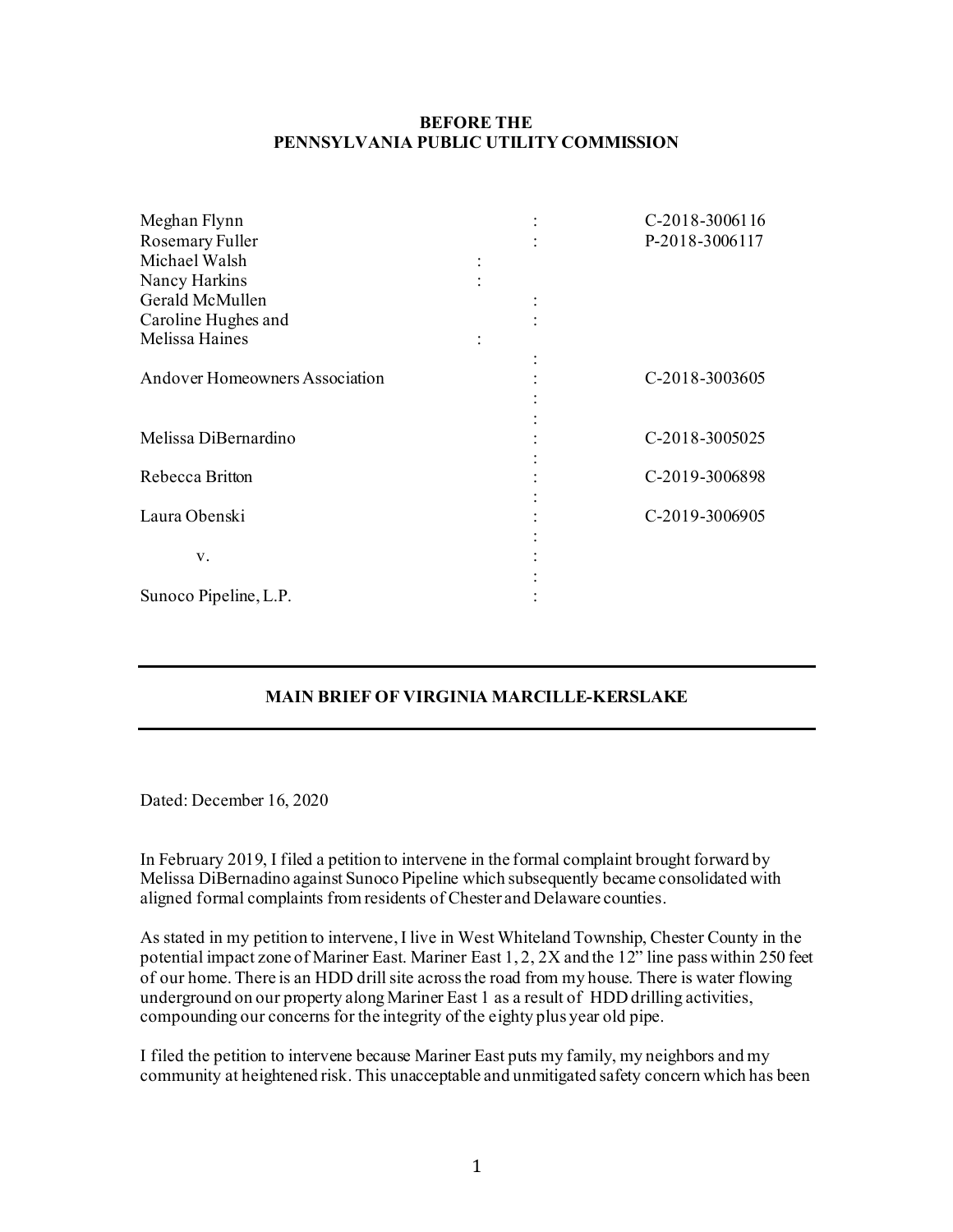**BEFORE THE**
**PENNSYLVANIA PUBLIC UTILITY COMMISSION**

| | | |
|---|---|---|
| Meghan Flynn | : | C-2018-3006116 |
| Rosemary Fuller | : | P-2018-3006117 |
| Michael Walsh | : | |
| Nancy Harkins | : | |
| Gerald McMullen | : | |
| Caroline Hughes and | : | |
| Melissa Haines | : | |
| | : | |
| Andover Homeowners Association | : | C-2018-3003605 |
| | : | |
| | : | |
| Melissa DiBernardino | : | C-2018-3005025 |
| | : | |
| Rebecca Britton | : | C-2019-3006898 |
| | : | |
| Laura Obenski | : | C-2019-3006905 |
| | : | |
| v. | : | |
| | : | |
| Sunoco Pipeline, L.P. | : | |

---

**MAIN BRIEF OF VIRGINIA MARCILLE-KERSLAKE**

---

Dated: December 16, 2020

In February 2019, I filed a petition to intervene in the formal complaint brought forward by Melissa DiBernadino against Sunoco Pipeline which subsequently became consolidated with aligned formal complaints from residents of Chester and Delaware counties.

As stated in my petition to intervene, I live in West Whiteland Township, Chester County in the potential impact zone of Mariner East. Mariner East 1, 2, 2X and the 12" line pass within 250 feet of our home. There is an HDD drill site across the road from my house. There is water flowing underground on our property along Mariner East 1 as a result of HDD drilling activities, compounding our concerns for the integrity of the eighty plus year old pipe.

I filed the petition to intervene because Mariner East puts my family, my neighbors and my community at heightened risk. This unacceptable and unmitigated safety concern which has been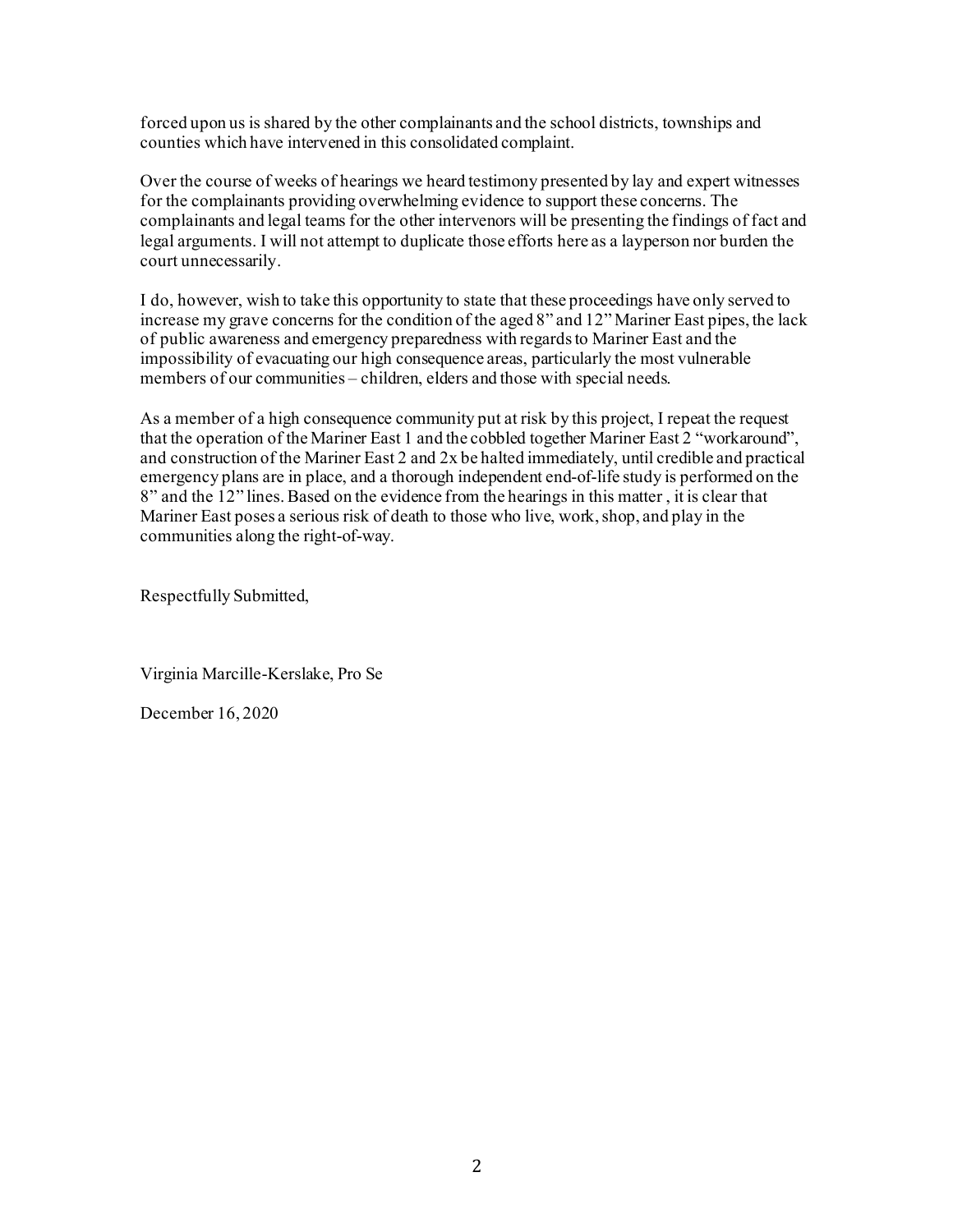forced upon us is shared by the other complainants and the school districts, townships and counties which have intervened in this consolidated complaint.

Over the course of weeks of hearings we heard testimony presented by lay and expert witnesses for the complainants providing overwhelming evidence to support these concerns. The complainants and legal teams for the other intervenors will be presenting the findings of fact and legal arguments. I will not attempt to duplicate those efforts here as a layperson nor burden the court unnecessarily.

I do, however, wish to take this opportunity to state that these proceedings have only served to increase my grave concerns for the condition of the aged 8" and 12" Mariner East pipes, the lack of public awareness and emergency preparedness with regards to Mariner East and the impossibility of evacuating our high consequence areas, particularly the most vulnerable members of our communities – children, elders and those with special needs.

As a member of a high consequence community put at risk by this project, I repeat the request that the operation of the Mariner East 1 and the cobbled together Mariner East 2 "workaround", and construction of the Mariner East 2 and 2x be halted immediately, until credible and practical emergency plans are in place, and a thorough independent end-of-life study is performed on the 8" and the 12" lines. Based on the evidence from the hearings in this matter , it is clear that Mariner East poses a serious risk of death to those who live, work, shop, and play in the communities along the right-of-way.

Respectfully Submitted,

Virginia Marcille-Kerslake, Pro Se

December 16, 2020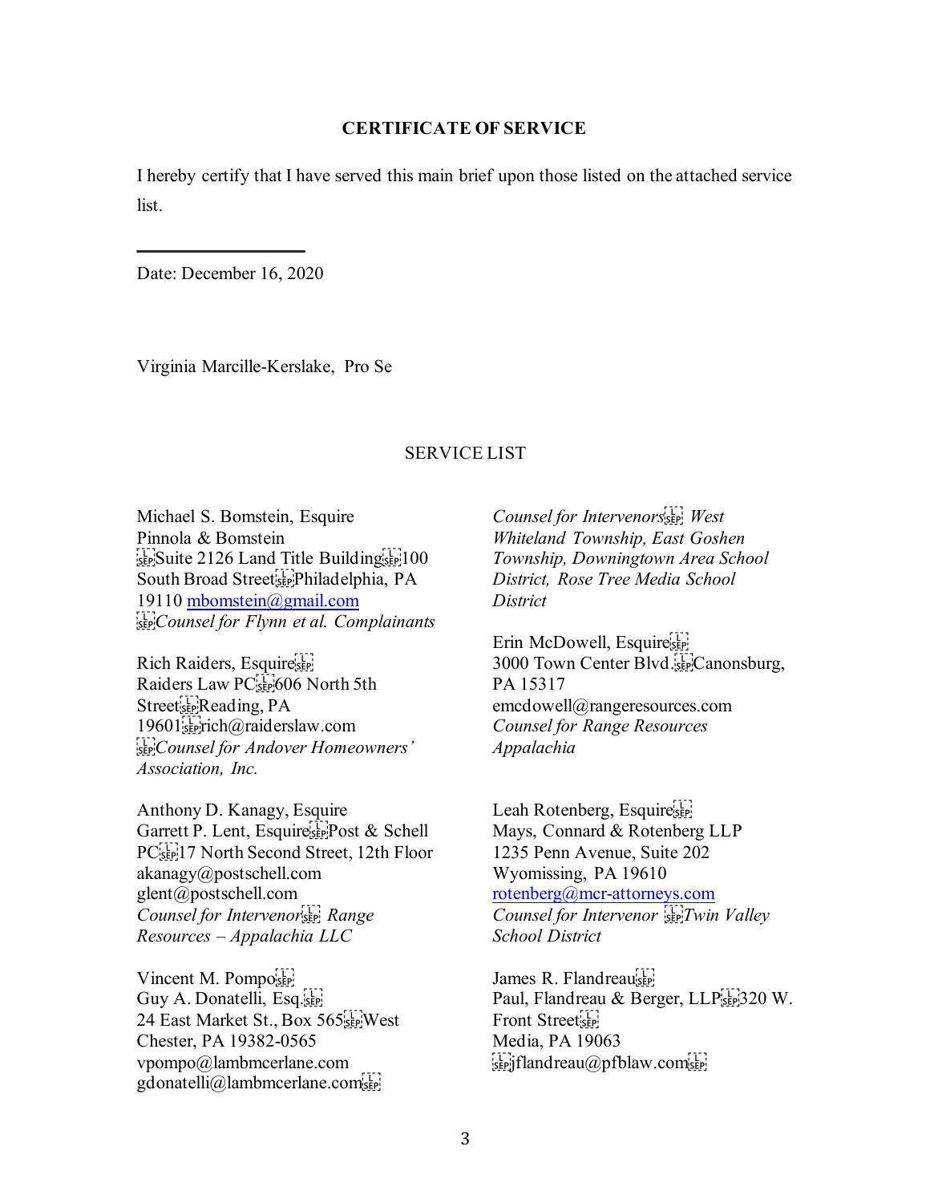**CERTIFICATE OF SERVICE**

I hereby certify that I have served this main brief upon those listed on the attached service list.

\_\_\_\_\_\_\_\_\_\_\_\_\_\_\_\_\_\_

Date: December 16, 2020

Virginia Marcille-Kerslake, Pro Se

SERVICE LIST

Michael S. Bomstein, Esquire
Pinnola & Bomstein
Suite 2126 Land Title Building 100 South Broad Street Philadelphia, PA 19110 mbomstein@gmail.com
*Counsel for Flynn et al. Complainants*

Rich Raiders, Esquire
Raiders Law PC 606 North 5th Street Reading, PA 19601 rich@raiderslaw.com
*Counsel for Andover Homeowners' Association, Inc.*

Anthony D. Kanagy, Esquire
Garrett P. Lent, Esquire Post & Schell PC 17 North Second Street, 12th Floor
akanagy@postschell.com
glent@postschell.com
*Counsel for Intervenor Range Resources – Appalachia LLC*

Vincent M. Pompo
Guy A. Donatelli, Esq.
24 East Market St., Box 565 West Chester, PA 19382-0565
vpompo@lambmcerlane.com
gdonatelli@lambmcerlane.com
*Counsel for Intervenors West Whiteland Township, East Goshen Township, Downingtown Area School District, Rose Tree Media School District*

Erin McDowell, Esquire
3000 Town Center Blvd. Canonsburg, PA 15317
emcdowell@rangeresources.com
*Counsel for Range Resources Appalachia*

Leah Rotenberg, Esquire
Mays, Connard & Rotenberg LLP
1235 Penn Avenue, Suite 202
Wyomissing, PA 19610
rotenberg@mcr-attorneys.com
*Counsel for Intervenor Twin Valley School District*

James R. Flandreau
Paul, Flandreau & Berger, LLP 320 W. Front Street
Media, PA 19063
jflandreau@pfblaw.com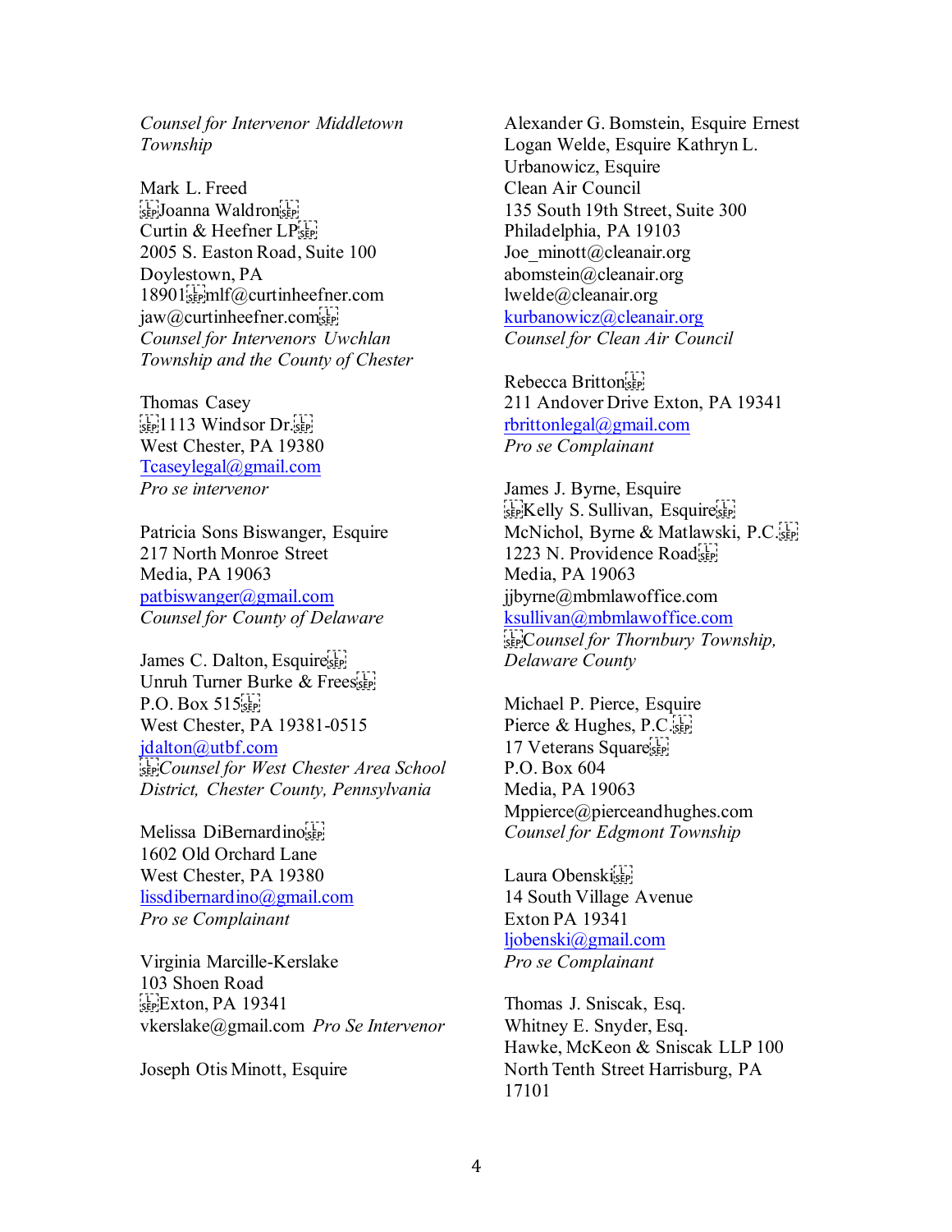*Counsel for Intervenor Middletown Township*

Mark L. Freed
Joanna Waldron
Curtin & Heefner LP
2005 S. Easton Road, Suite 100
Doylestown, PA
18901 mlf@curtinheefner.com
jaw@curtinheefner.com
*Counsel for Intervenors Uwchlan Township and the County of Chester*

Thomas Casey
1113 Windsor Dr.
West Chester, PA 19380
Tcaseylegal@gmail.com
*Pro se intervenor*

Patricia Sons Biswanger, Esquire
217 North Monroe Street
Media, PA 19063
patbiswanger@gmail.com
*Counsel for County of Delaware*

James C. Dalton, Esquire
Unruh Turner Burke & Frees
P.O. Box 515
West Chester, PA 19381-0515
jdalton@utbf.com
*Counsel for West Chester Area School District, Chester County, Pennsylvania*

Melissa DiBernardino
1602 Old Orchard Lane
West Chester, PA 19380
lissdibernardino@gmail.com
*Pro se Complainant*

Virginia Marcille-Kerslake
103 Shoen Road
Exton, PA 19341
vkerslake@gmail.com *Pro Se Intervenor*

Joseph Otis Minott, Esquire
Alexander G. Bomstein, Esquire Ernest Logan Welde, Esquire Kathryn L. Urbanowicz, Esquire
Clean Air Council
135 South 19th Street, Suite 300
Philadelphia, PA 19103
Joe_minott@cleanair.org
abomstein@cleanair.org
lwelde@cleanair.org
kurbanowicz@cleanair.org
*Counsel for Clean Air Council*

Rebecca Britton
211 Andover Drive Exton, PA 19341
rbrittonlegal@gmail.com
*Pro se Complainant*

James J. Byrne, Esquire
Kelly S. Sullivan, Esquire
McNichol, Byrne & Matlawski, P.C.
1223 N. Providence Road
Media, PA 19063
jjbyrne@mbmlawoffice.com
ksullivan@mbmlawoffice.com
*Counsel for Thornbury Township, Delaware County*

Michael P. Pierce, Esquire
Pierce & Hughes, P.C.
17 Veterans Square
P.O. Box 604
Media, PA 19063
Mppierce@pierceandhughes.com
*Counsel for Edgmont Township*

Laura Obenski
14 South Village Avenue
Exton PA 19341
ljobenski@gmail.com
*Pro se Complainant*

Thomas J. Sniscak, Esq.
Whitney E. Snyder, Esq.
Hawke, McKeon & Sniscak LLP 100 North Tenth Street Harrisburg, PA 17101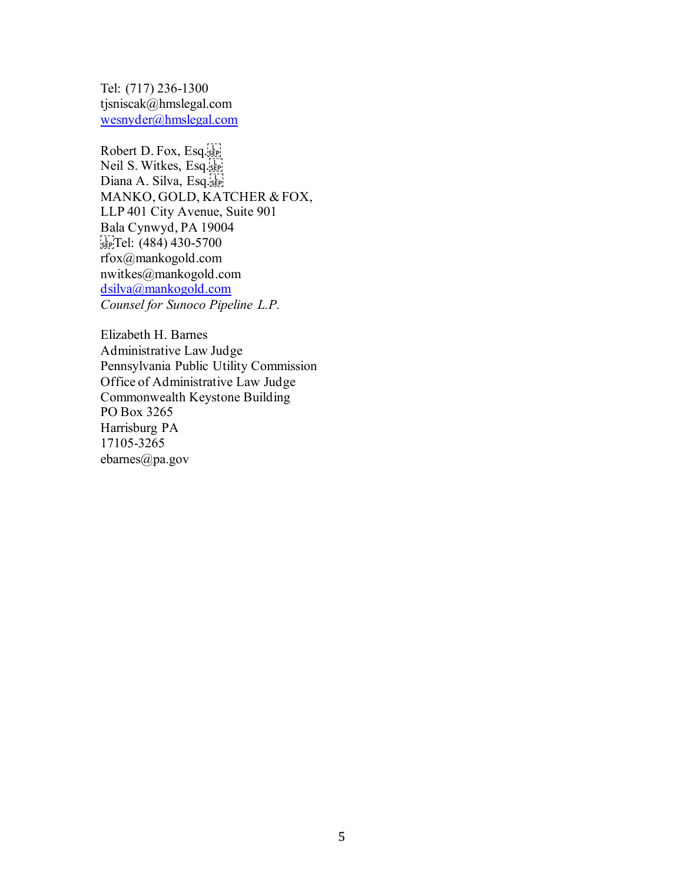Tel: (717) 236-1300
tjsniscak@hmslegal.com
wesnyder@hmslegal.com

Robert D. Fox, Esq.
Neil S. Witkes, Esq.
Diana A. Silva, Esq.
MANKO, GOLD, KATCHER & FOX,
LLP 401 City Avenue, Suite 901
Bala Cynwyd, PA 19004
Tel: (484) 430-5700
rfox@mankogold.com
nwitkes@mankogold.com
dsilva@mankogold.com
*Counsel for Sunoco Pipeline L.P.*

Elizabeth H. Barnes
Administrative Law Judge
Pennsylvania Public Utility Commission
Office of Administrative Law Judge
Commonwealth Keystone Building
PO Box 3265
Harrisburg PA
17105-3265
ebarnes@pa.gov